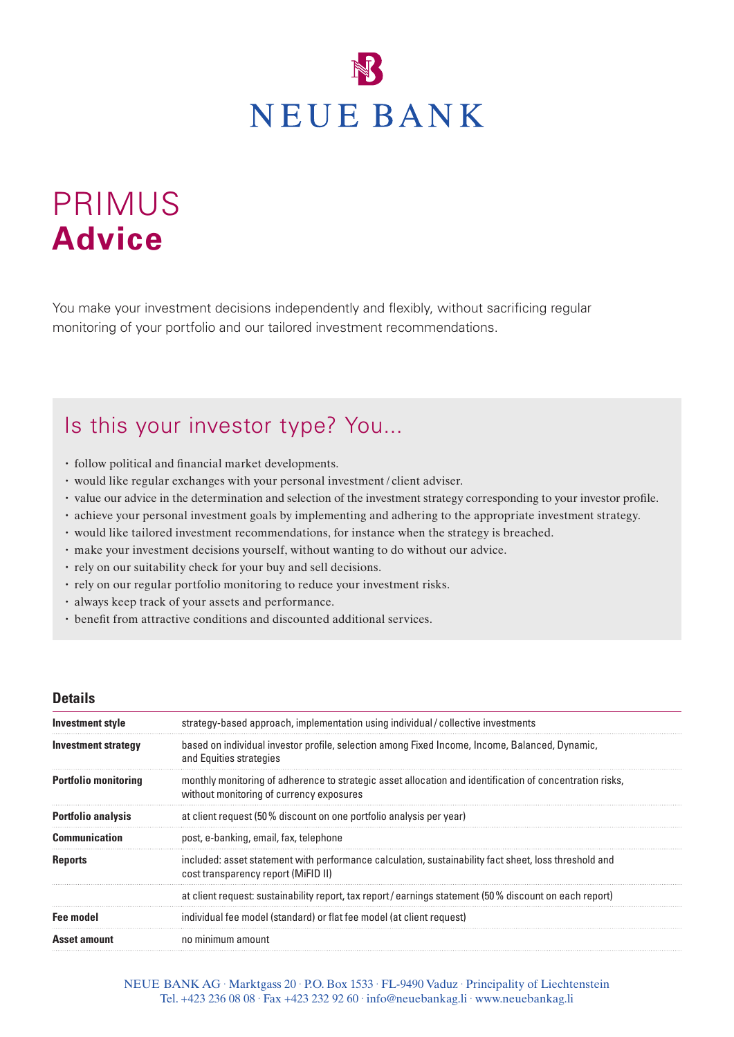# NEUE BANK

# PRIMUS **Advice**

You make your investment decisions independently and flexibly, without sacrificing regular monitoring of your portfolio and our tailored investment recommendations.

## Is this your investor type? You...

- follow political and financial market developments.
- would like regular exchanges with your personal investment / client adviser.
- value our advice in the determination and selection of the investment strategy corresponding to your investor profile.
- achieve your personal investment goals by implementing and adhering to the appropriate investment strategy.
- would like tailored investment recommendations, for instance when the strategy is breached.
- make your investment decisions yourself, without wanting to do without our advice.
- rely on our suitability check for your buy and sell decisions.
- rely on our regular portfolio monitoring to reduce your investment risks.
- always keep track of your assets and performance.
- benefit from attractive conditions and discounted additional services.

### Details

| | |
|---|---|
| **Investment style** | strategy-based approach, implementation using individual / collective investments |
| **Investment strategy** | based on individual investor profile, selection among Fixed Income, Income, Balanced, Dynamic, and Equities strategies |
| **Portfolio monitoring** | monthly monitoring of adherence to strategic asset allocation and identification of concentration risks, without monitoring of currency exposures |
| **Portfolio analysis** | at client request (50 % discount on one portfolio analysis per year) |
| **Communication** | post, e-banking, email, fax, telephone |
| **Reports** | included: asset statement with performance calculation, sustainability fact sheet, loss threshold and cost transparency report (MiFID II) |
| | at client request: sustainability report, tax report / earnings statement (50 % discount on each report) |
| **Fee model** | individual fee model (standard) or flat fee model (at client request) |
| **Asset amount** | no minimum amount |

NEUE BANK AG · Marktgass 20 · P.O. Box 1533 · FL-9490 Vaduz · Principality of Liechtenstein
Tel. +423 236 08 08 · Fax +423 232 92 60 · info@neuebankag.li · www.neuebankag.li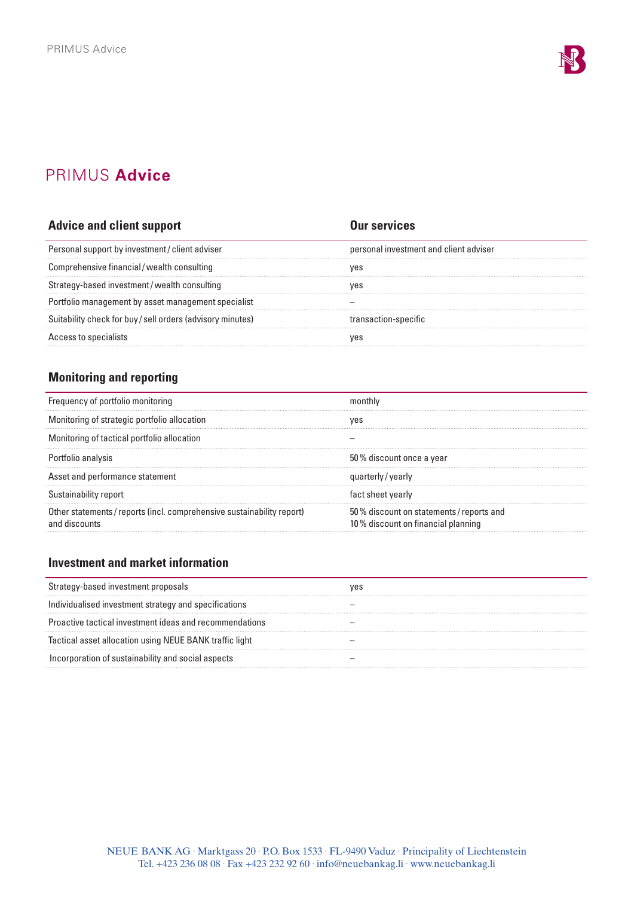# PRIMUS **Advice**

| Advice and client support | Our services |
|---|---|
| Personal support by investment/client adviser | personal investment and client adviser |
| Comprehensive financial/wealth consulting | yes |
| Strategy-based investment/wealth consulting | yes |
| Portfolio management by asset management specialist | – |
| Suitability check for buy/sell orders (advisory minutes) | transaction-specific |
| Access to specialists | yes |

## Monitoring and reporting

| | |
|---|---|
| Frequency of portfolio monitoring | monthly |
| Monitoring of strategic portfolio allocation | yes |
| Monitoring of tactical portfolio allocation | – |
| Portfolio analysis | 50 % discount once a year |
| Asset and performance statement | quarterly/yearly |
| Sustainability report | fact sheet yearly |
| Other statements/reports (incl. comprehensive sustainability report) and discounts | 50 % discount on statements/reports and 10 % discount on financial planning |

## Investment and market information

| | |
|---|---|
| Strategy-based investment proposals | yes |
| Individualised investment strategy and specifications | – |
| Proactive tactical investment ideas and recommendations | – |
| Tactical asset allocation using NEUE BANK traffic light | – |
| Incorporation of sustainability and social aspects | – |

NEUE BANK AG · Marktgass 20 · P.O. Box 1533 · FL-9490 Vaduz · Principality of Liechtenstein
Tel. +423 236 08 08 · Fax +423 232 92 60 · info@neuebankag.li · www.neuebankag.li